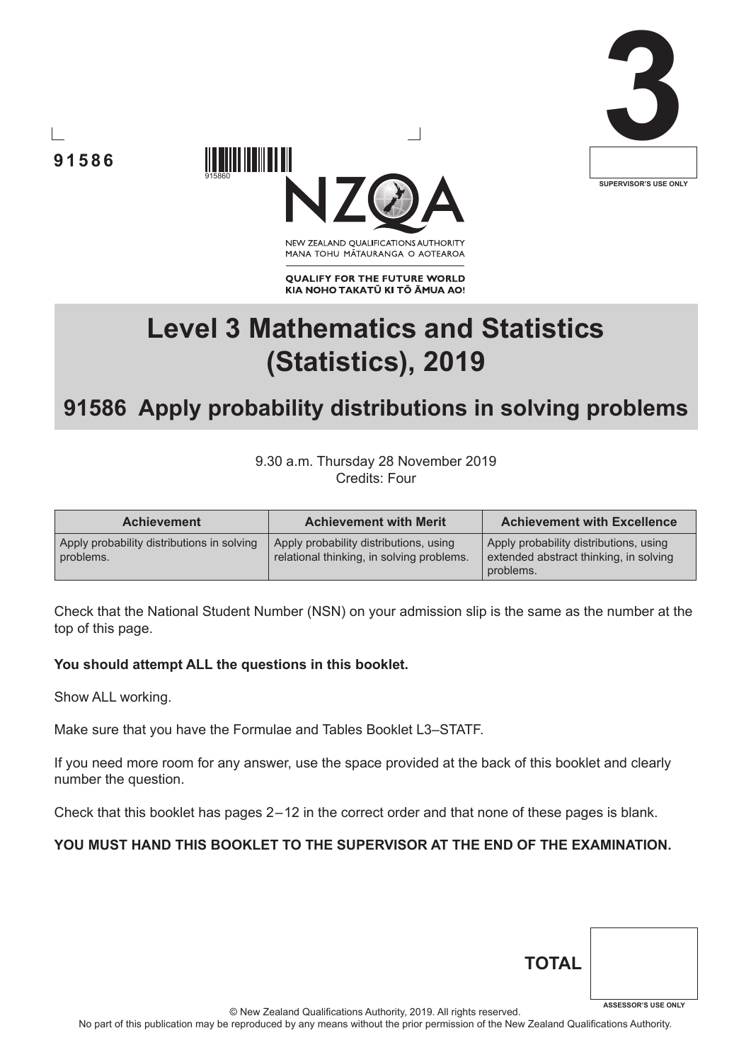91586

915860

NEW ZEALAND QUALIFICATIONS AUTHORITY
MANA TOHU MĀTAURANGA O AOTEAROA

**QUALIFY FOR THE FUTURE WORLD**
**KIA NOHO TAKATŪ KI TŌ ĀMUA AO!**

**3**

SUPERVISOR'S USE ONLY

# Level 3 Mathematics and Statistics (Statistics), 2019

## 91586 Apply probability distributions in solving problems

9.30 a.m. Thursday 28 November 2019
Credits: Four

| Achievement | Achievement with Merit | Achievement with Excellence |
| --- | --- | --- |
| Apply probability distributions in solving problems. | Apply probability distributions, using relational thinking, in solving problems. | Apply probability distributions, using extended abstract thinking, in solving problems. |

Check that the National Student Number (NSN) on your admission slip is the same as the number at the top of this page.

**You should attempt ALL the questions in this booklet.**

Show ALL working.

Make sure that you have the Formulae and Tables Booklet L3–STATF.

If you need more room for any answer, use the space provided at the back of this booklet and clearly number the question.

Check that this booklet has pages 2–12 in the correct order and that none of these pages is blank.

**YOU MUST HAND THIS BOOKLET TO THE SUPERVISOR AT THE END OF THE EXAMINATION.**

**TOTAL**

ASSESSOR'S USE ONLY

© New Zealand Qualifications Authority, 2019. All rights reserved.
No part of this publication may be reproduced by any means without the prior permission of the New Zealand Qualifications Authority.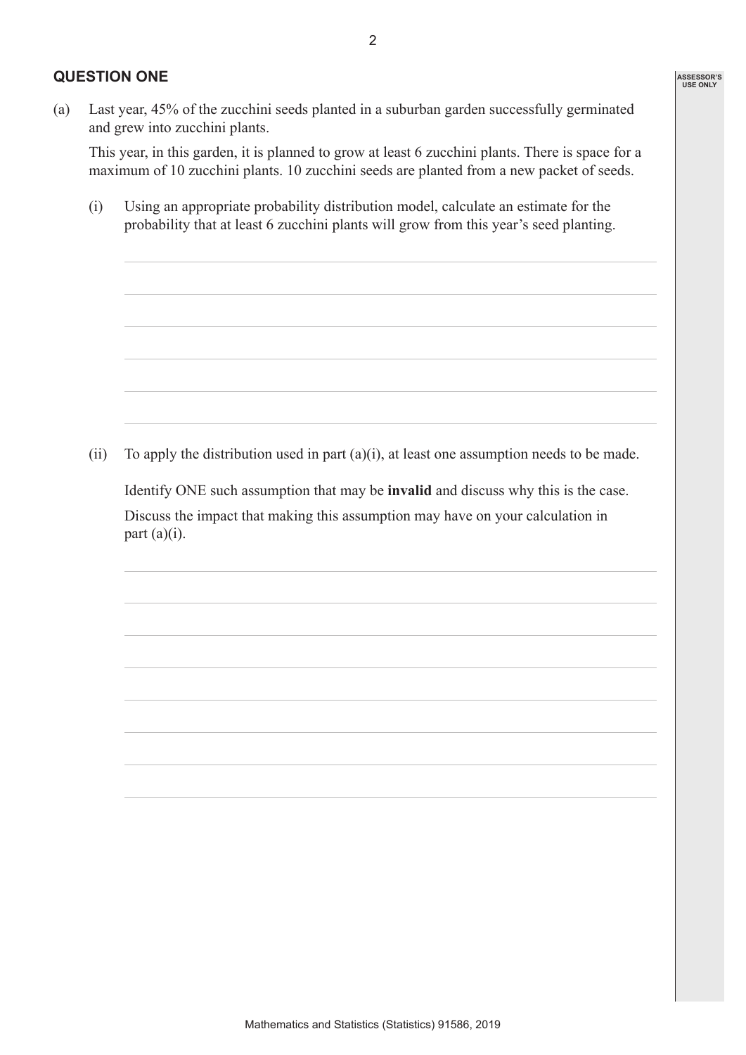## QUESTION ONE

(a) Last year, 45% of the zucchini seeds planted in a suburban garden successfully germinated and grew into zucchini plants.

This year, in this garden, it is planned to grow at least 6 zucchini plants. There is space for a maximum of 10 zucchini plants. 10 zucchini seeds are planted from a new packet of seeds.

(i) Using an appropriate probability distribution model, calculate an estimate for the probability that at least 6 zucchini plants will grow from this year's seed planting.

(ii) To apply the distribution used in part (a)(i), at least one assumption needs to be made.

Identify ONE such assumption that may be **invalid** and discuss why this is the case.

Discuss the impact that making this assumption may have on your calculation in part (a)(i).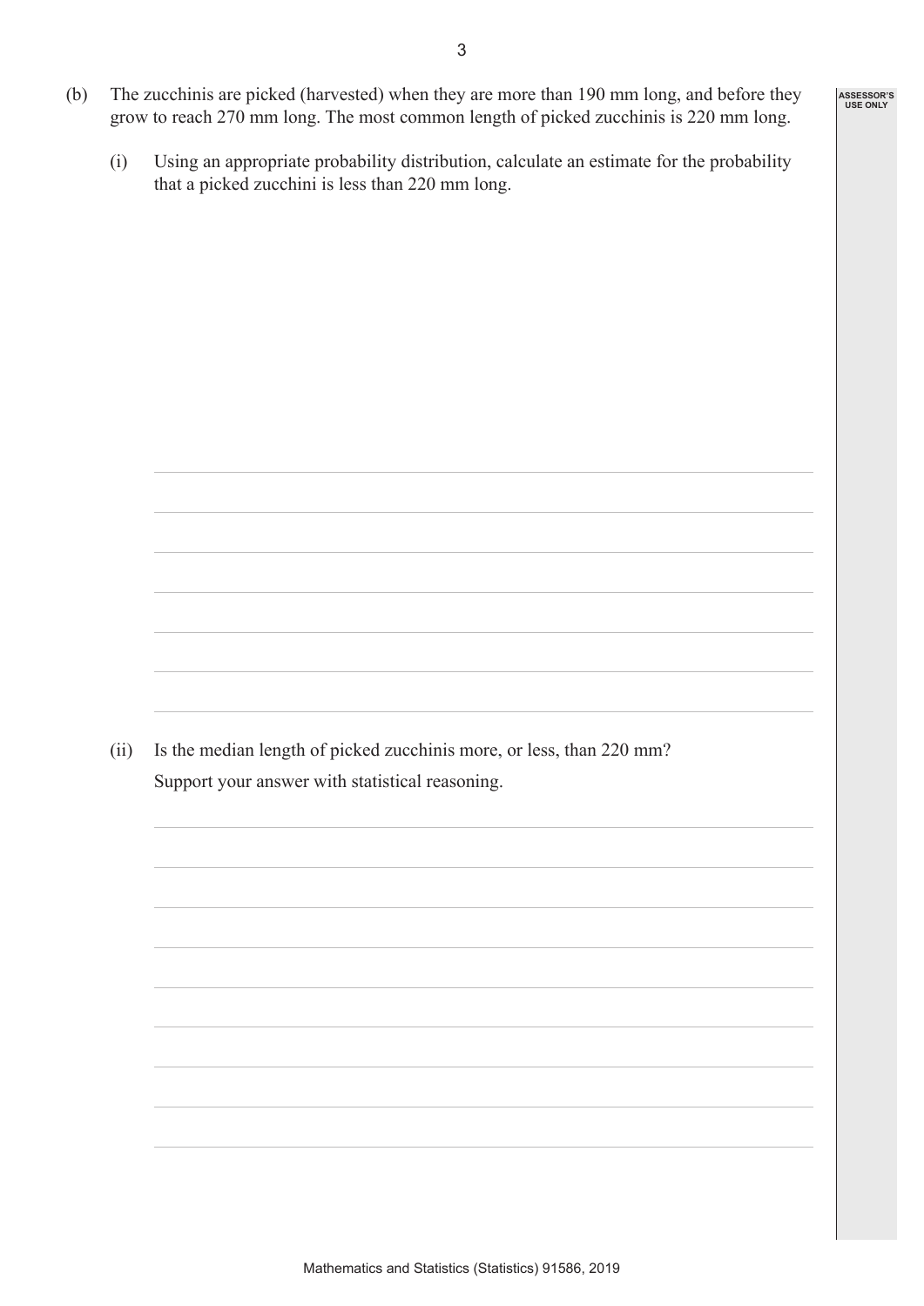(b) The zucchinis are picked (harvested) when they are more than 190 mm long, and before they grow to reach 270 mm long. The most common length of picked zucchinis is 220 mm long.

(i) Using an appropriate probability distribution, calculate an estimate for the probability that a picked zucchini is less than 220 mm long.

(ii) Is the median length of picked zucchinis more, or less, than 220 mm?

Support your answer with statistical reasoning.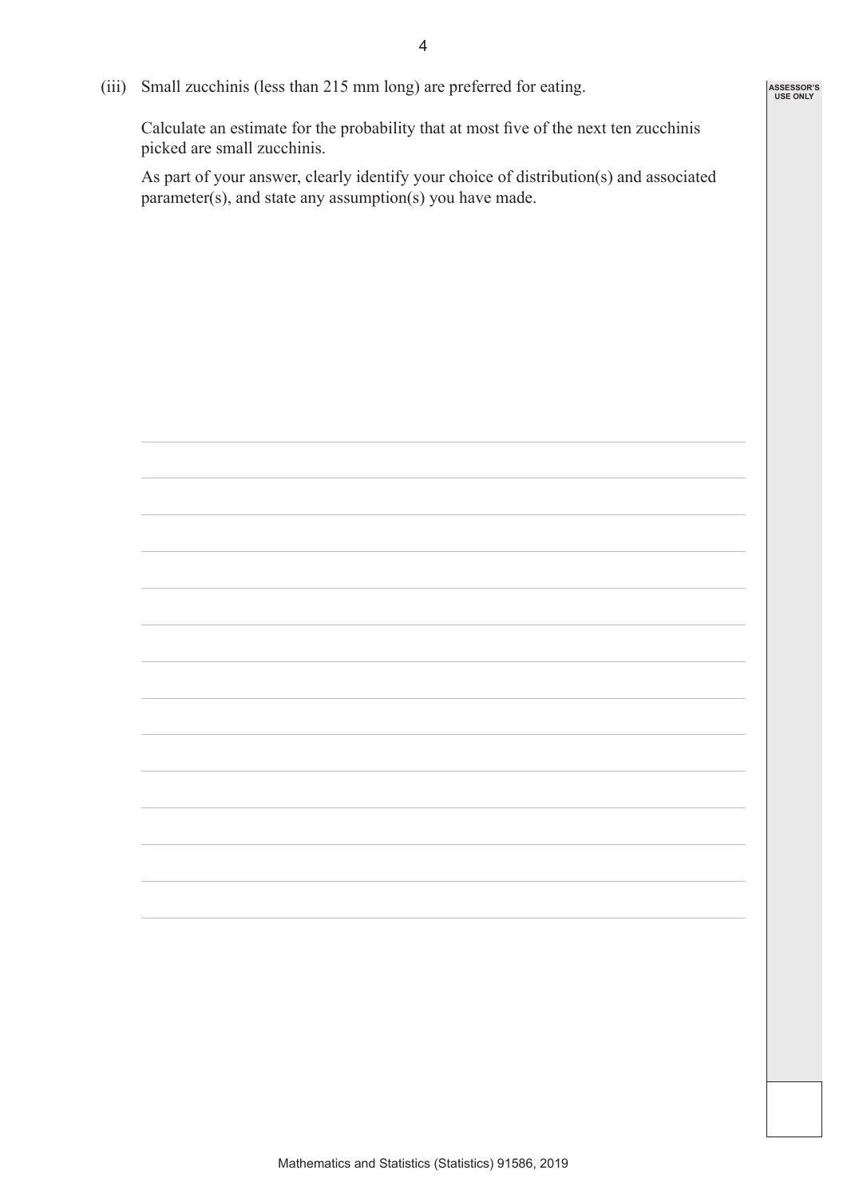(iii) Small zucchinis (less than 215 mm long) are preferred for eating.

Calculate an estimate for the probability that at most five of the next ten zucchinis picked are small zucchinis.

As part of your answer, clearly identify your choice of distribution(s) and associated parameter(s), and state any assumption(s) you have made.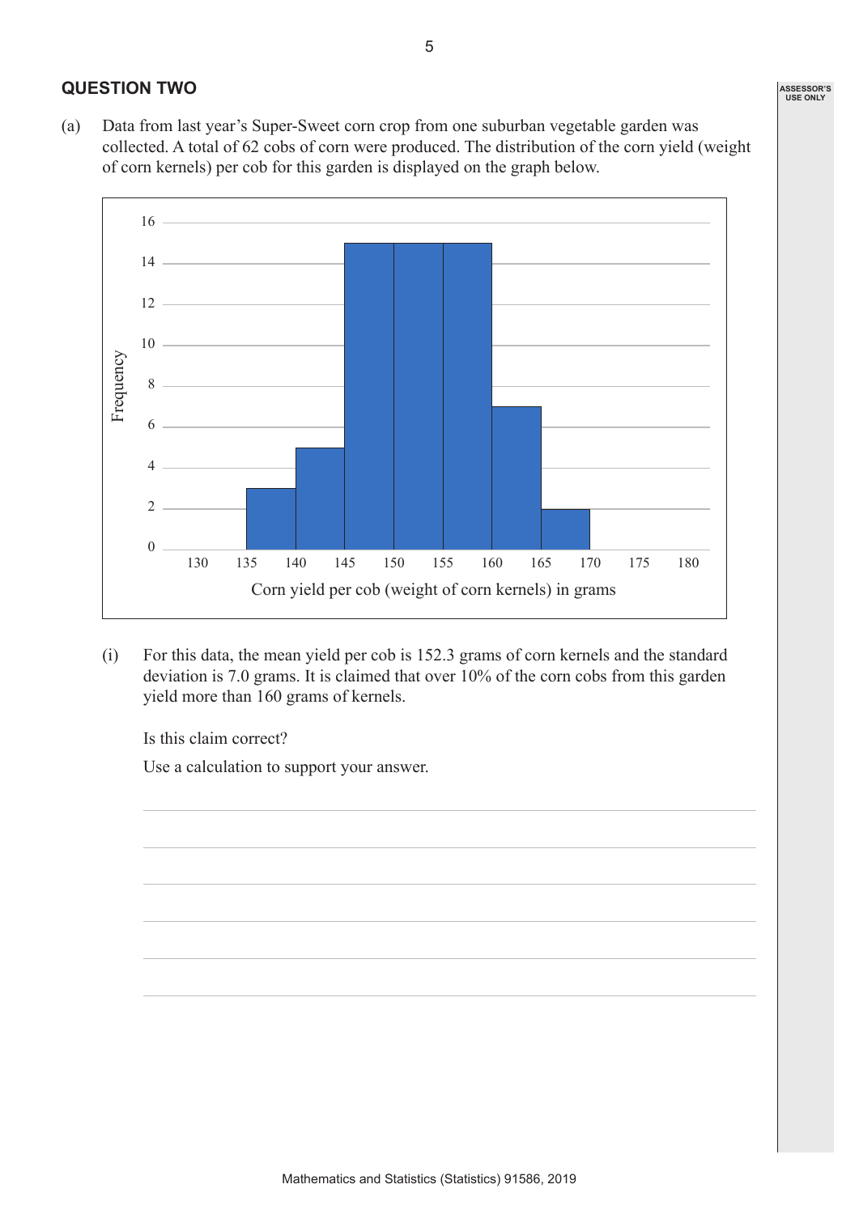## QUESTION TWO

(a) Data from last year's Super-Sweet corn crop from one suburban vegetable garden was collected. A total of 62 cobs of corn were produced. The distribution of the corn yield (weight of corn kernels) per cob for this garden is displayed on the graph below.

(i) For this data, the mean yield per cob is 152.3 grams of corn kernels and the standard deviation is 7.0 grams. It is claimed that over 10% of the corn cobs from this garden yield more than 160 grams of kernels.

Is this claim correct?

Use a calculation to support your answer.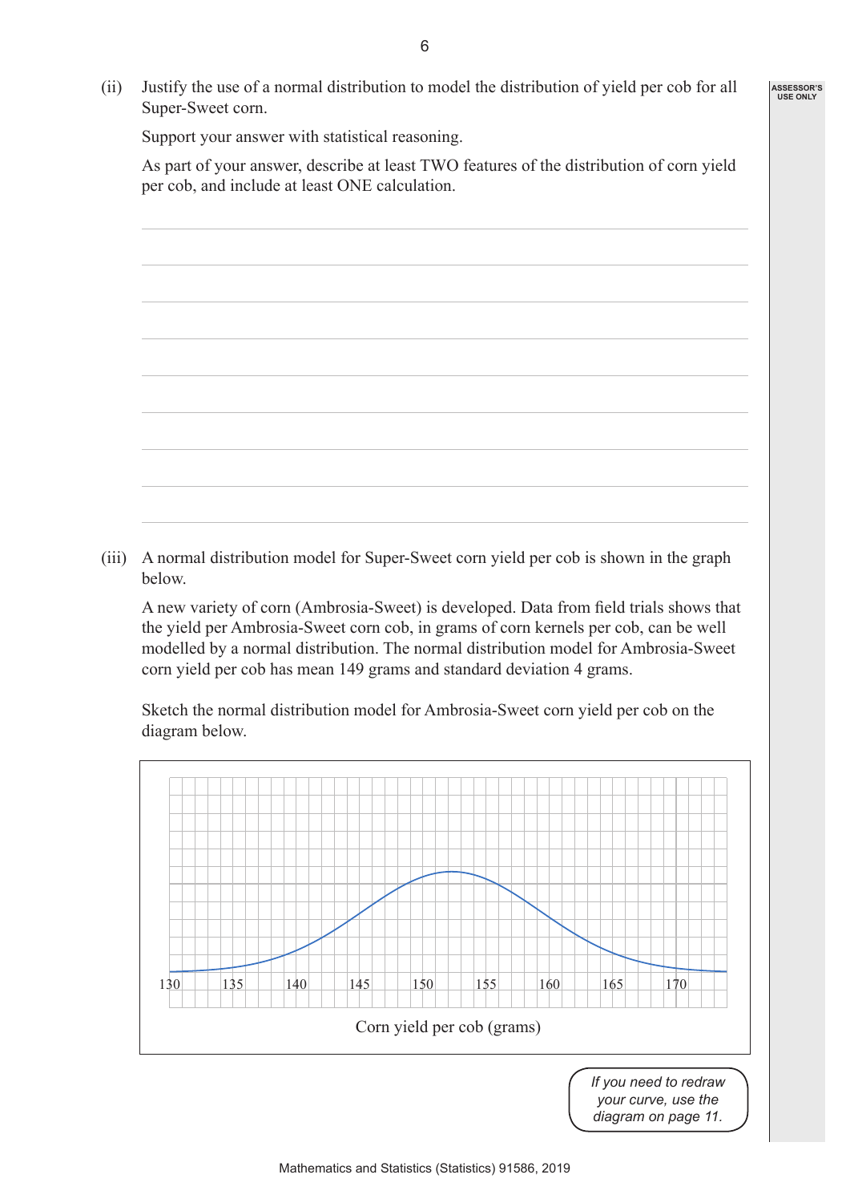(ii) Justify the use of a normal distribution to model the distribution of yield per cob for all Super-Sweet corn.

Support your answer with statistical reasoning.

As part of your answer, describe at least TWO features of the distribution of corn yield per cob, and include at least ONE calculation.

(iii) A normal distribution model for Super-Sweet corn yield per cob is shown in the graph below.

A new variety of corn (Ambrosia-Sweet) is developed. Data from field trials shows that the yield per Ambrosia-Sweet corn cob, in grams of corn kernels per cob, can be well modelled by a normal distribution. The normal distribution model for Ambrosia-Sweet corn yield per cob has mean 149 grams and standard deviation 4 grams.

Sketch the normal distribution model for Ambrosia-Sweet corn yield per cob on the diagram below.

130 135 140 145 150 155 160 165 170

Corn yield per cob (grams)

*If you need to redraw your curve, use the diagram on page 11.*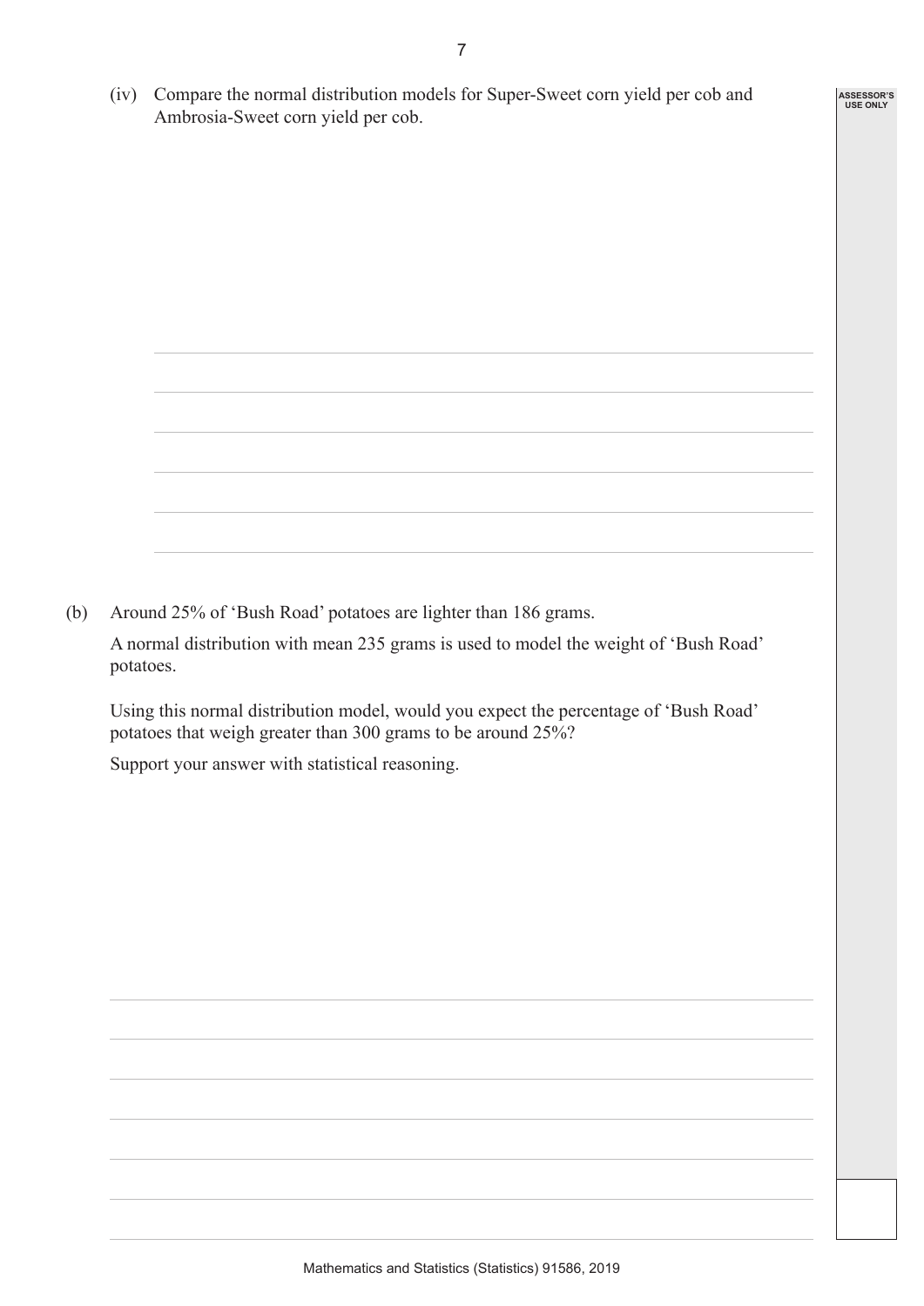(iv) Compare the normal distribution models for Super-Sweet corn yield per cob and Ambrosia-Sweet corn yield per cob.

(b) Around 25% of 'Bush Road' potatoes are lighter than 186 grams.

A normal distribution with mean 235 grams is used to model the weight of 'Bush Road' potatoes.

Using this normal distribution model, would you expect the percentage of 'Bush Road' potatoes that weigh greater than 300 grams to be around 25%?

Support your answer with statistical reasoning.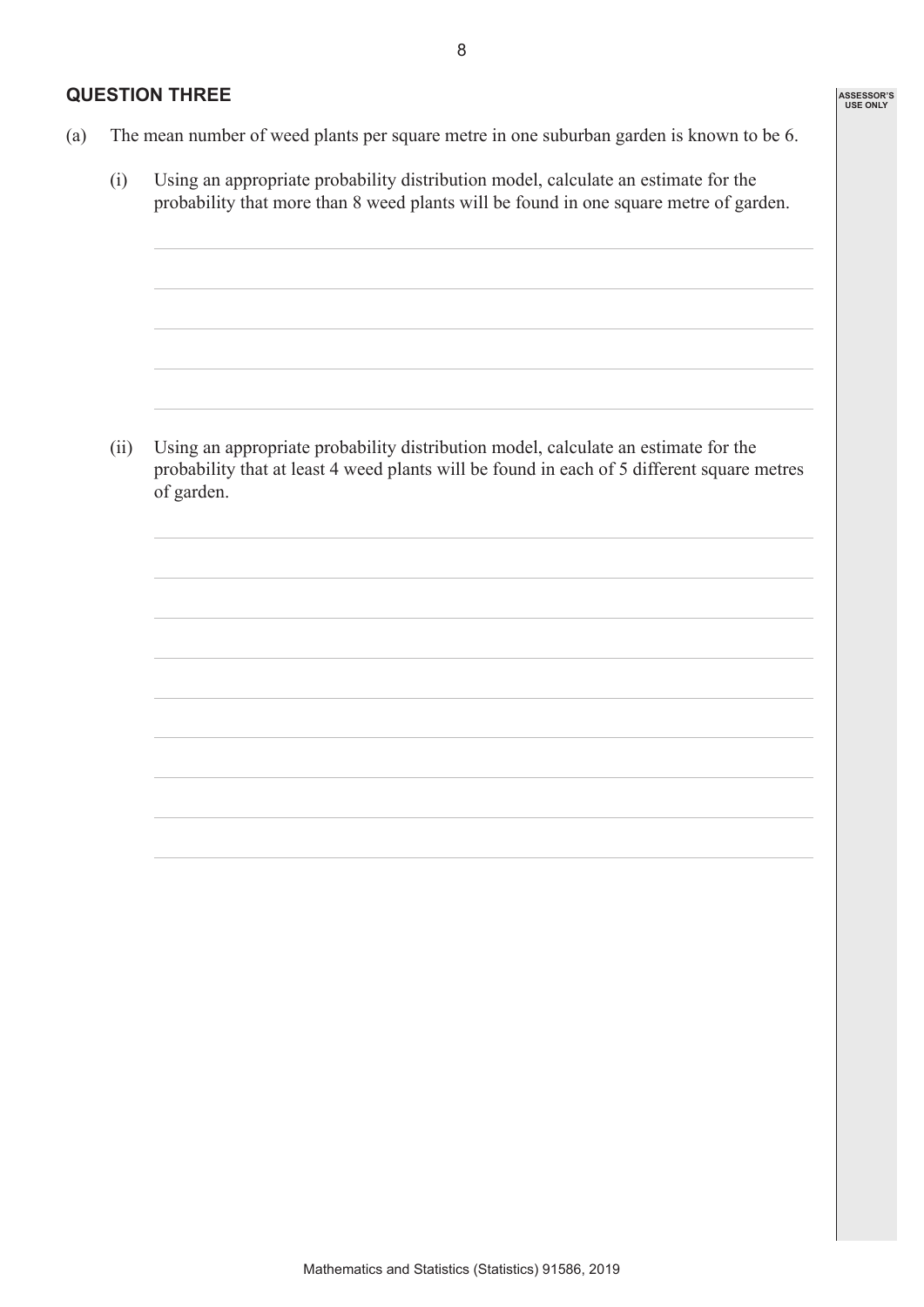## QUESTION THREE

(a) The mean number of weed plants per square metre in one suburban garden is known to be 6.

(i) Using an appropriate probability distribution model, calculate an estimate for the probability that more than 8 weed plants will be found in one square metre of garden.

(ii) Using an appropriate probability distribution model, calculate an estimate for the probability that at least 4 weed plants will be found in each of 5 different square metres of garden.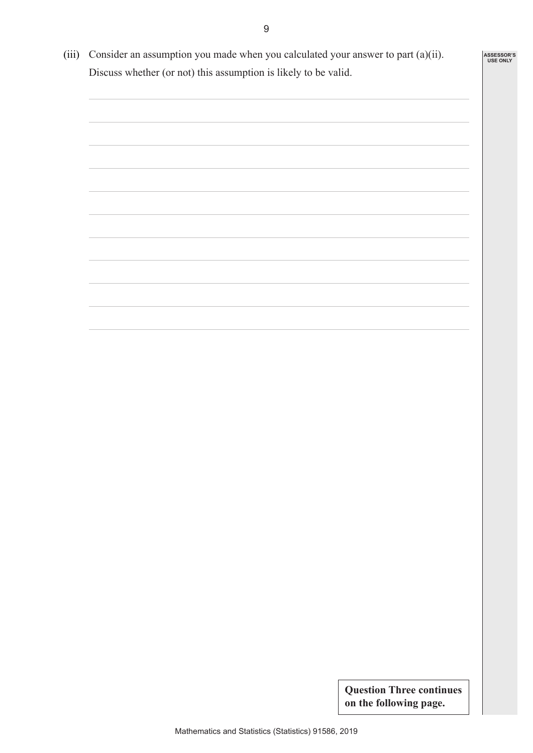(iii) Consider an assumption you made when you calculated your answer to part (a)(ii). Discuss whether (or not) this assumption is likely to be valid.

**Question Three continues on the following page.**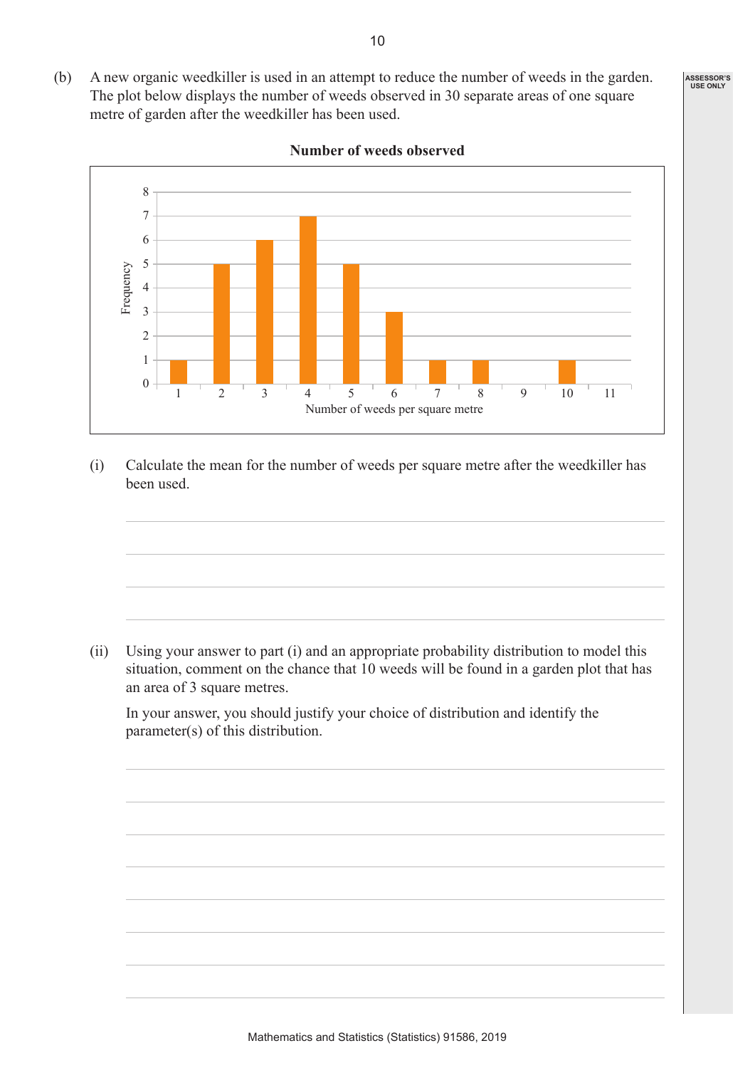(b) A new organic weedkiller is used in an attempt to reduce the number of weeds in the garden. The plot below displays the number of weeds observed in 30 separate areas of one square metre of garden after the weedkiller has been used.

**Number of weeds observed**

| Number of weeds per square metre | 1 | 2 | 3 | 4 | 5 | 6 | 7 | 8 | 9 | 10 | 11 |
|---|---|---|---|---|---|---|---|---|---|---|---|
| Frequency | 1 | 5 | 6 | 7 | 5 | 3 | 1 | 1 | 0 | 1 | 0 |

(i) Calculate the mean for the number of weeds per square metre after the weedkiller has been used.

(ii) Using your answer to part (i) and an appropriate probability distribution to model this situation, comment on the chance that 10 weeds will be found in a garden plot that has an area of 3 square metres.

In your answer, you should justify your choice of distribution and identify the parameter(s) of this distribution.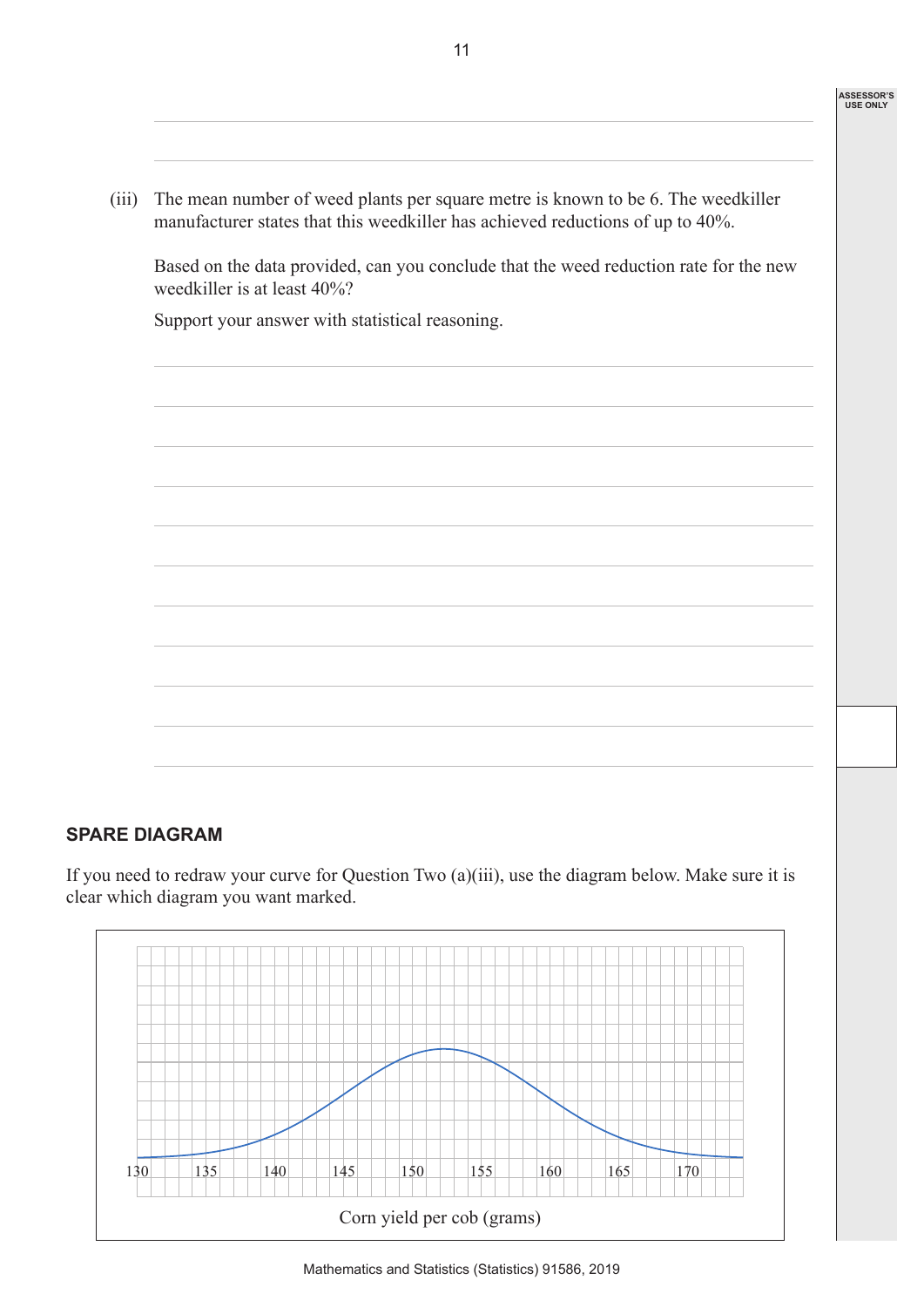(iii) The mean number of weed plants per square metre is known to be 6. The weedkiller manufacturer states that this weedkiller has achieved reductions of up to 40%.

Based on the data provided, can you conclude that the weed reduction rate for the new weedkiller is at least 40%?

Support your answer with statistical reasoning.

### SPARE DIAGRAM

If you need to redraw your curve for Question Two (a)(iii), use the diagram below. Make sure it is clear which diagram you want marked.

130 135 140 145 150 155 160 165 170

Corn yield per cob (grams)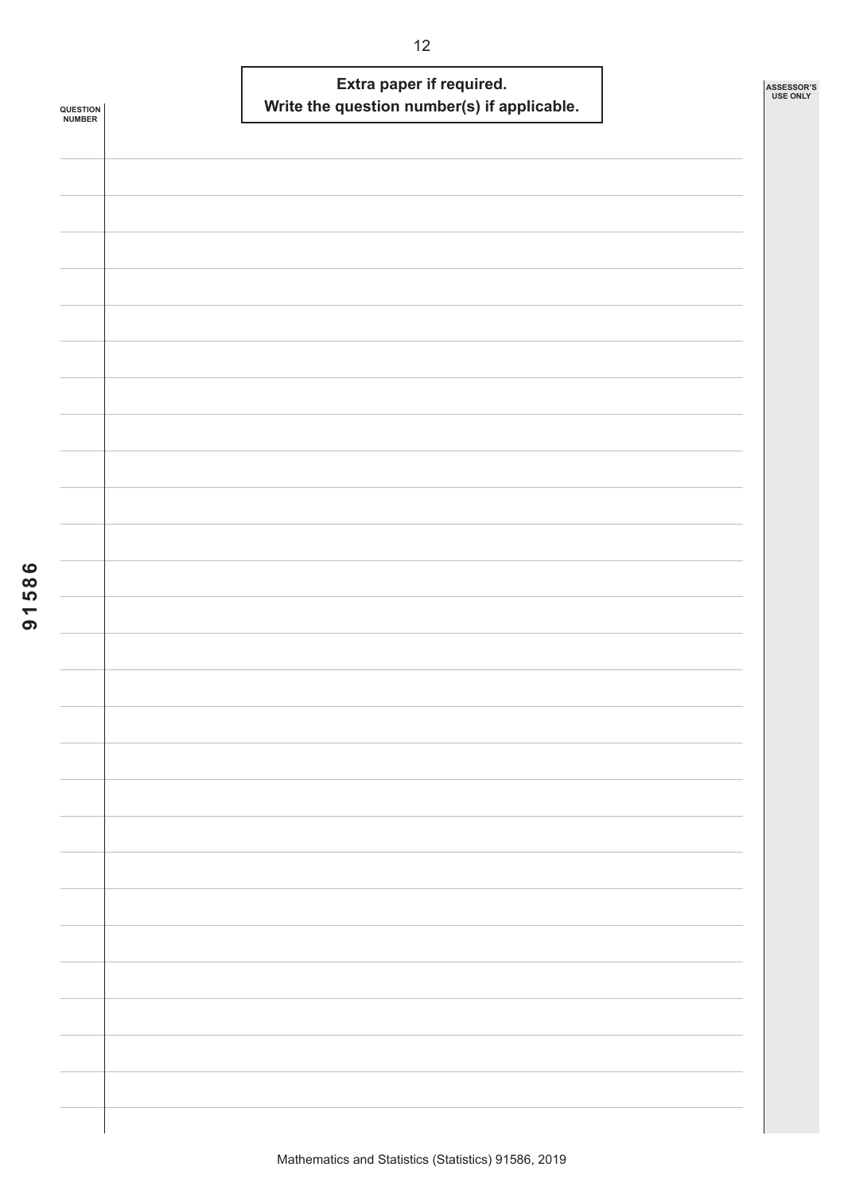**Extra paper if required.**
**Write the question number(s) if applicable.**

QUESTION NUMBER

ASSESSOR'S USE ONLY